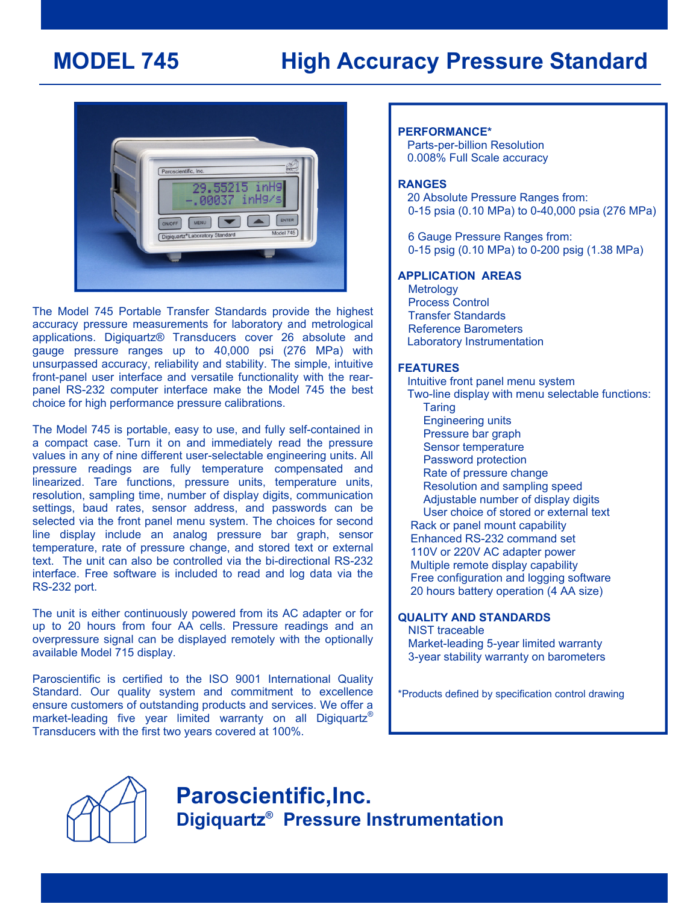# MODEL 745 High Accuracy Pressure Standard

The Model 745 Portable Transfer Standards provide the highest accuracy pressure measurements for laboratory and metrological applications. Digiquartz® Transducers cover 26 absolute and gauge pressure ranges up to 40,000 psi (276 MPa) with unsurpassed accuracy, reliability and stability. The simple, intuitive front-panel user interface and versatile functionality with the rear-panel RS-232 computer interface make the Model 745 the best choice for high performance pressure calibrations.

The Model 745 is portable, easy to use, and fully self-contained in a compact case. Turn it on and immediately read the pressure values in any of nine different user-selectable engineering units. All pressure readings are fully temperature compensated and linearized. Tare functions, pressure units, temperature units, resolution, sampling time, number of display digits, communication settings, baud rates, sensor address, and passwords can be selected via the front panel menu system. The choices for second line display include an analog pressure bar graph, sensor temperature, rate of pressure change, and stored text or external text. The unit can also be controlled via the bi-directional RS-232 interface. Free software is included to read and log data via the RS-232 port.

The unit is either continuously powered from its AC adapter or for up to 20 hours from four AA cells. Pressure readings and an overpressure signal can be displayed remotely with the optionally available Model 715 display.

Paroscientific is certified to the ISO 9001 International Quality Standard. Our quality system and commitment to excellence ensure customers of outstanding products and services. We offer a market-leading five year limited warranty on all Digiquartz® Transducers with the first two years covered at 100%.

**PERFORMANCE***
- Parts-per-billion Resolution
- 0.008% Full Scale accuracy

**RANGES**
- 20 Absolute Pressure Ranges from:
  0-15 psia (0.10 MPa) to 0-40,000 psia (276 MPa)
- 6 Gauge Pressure Ranges from:
  0-15 psig (0.10 MPa) to 0-200 psig (1.38 MPa)

**APPLICATION AREAS**
- Metrology
- Process Control
- Transfer Standards
- Reference Barometers
- Laboratory Instrumentation

**FEATURES**
- Intuitive front panel menu system
- Two-line display with menu selectable functions:
  - Taring
  - Engineering units
  - Pressure bar graph
  - Sensor temperature
  - Password protection
  - Rate of pressure change
  - Resolution and sampling speed
  - Adjustable number of display digits
  - User choice of stored or external text
- Rack or panel mount capability
- Enhanced RS-232 command set
- 110V or 220V AC adapter power
- Multiple remote display capability
- Free configuration and logging software
- 20 hours battery operation (4 AA size)

**QUALITY AND STANDARDS**
- NIST traceable
- Market-leading 5-year limited warranty
- 3-year stability warranty on barometers

*Products defined by specification control drawing

## Paroscientific,Inc.
### Digiquartz® Pressure Instrumentation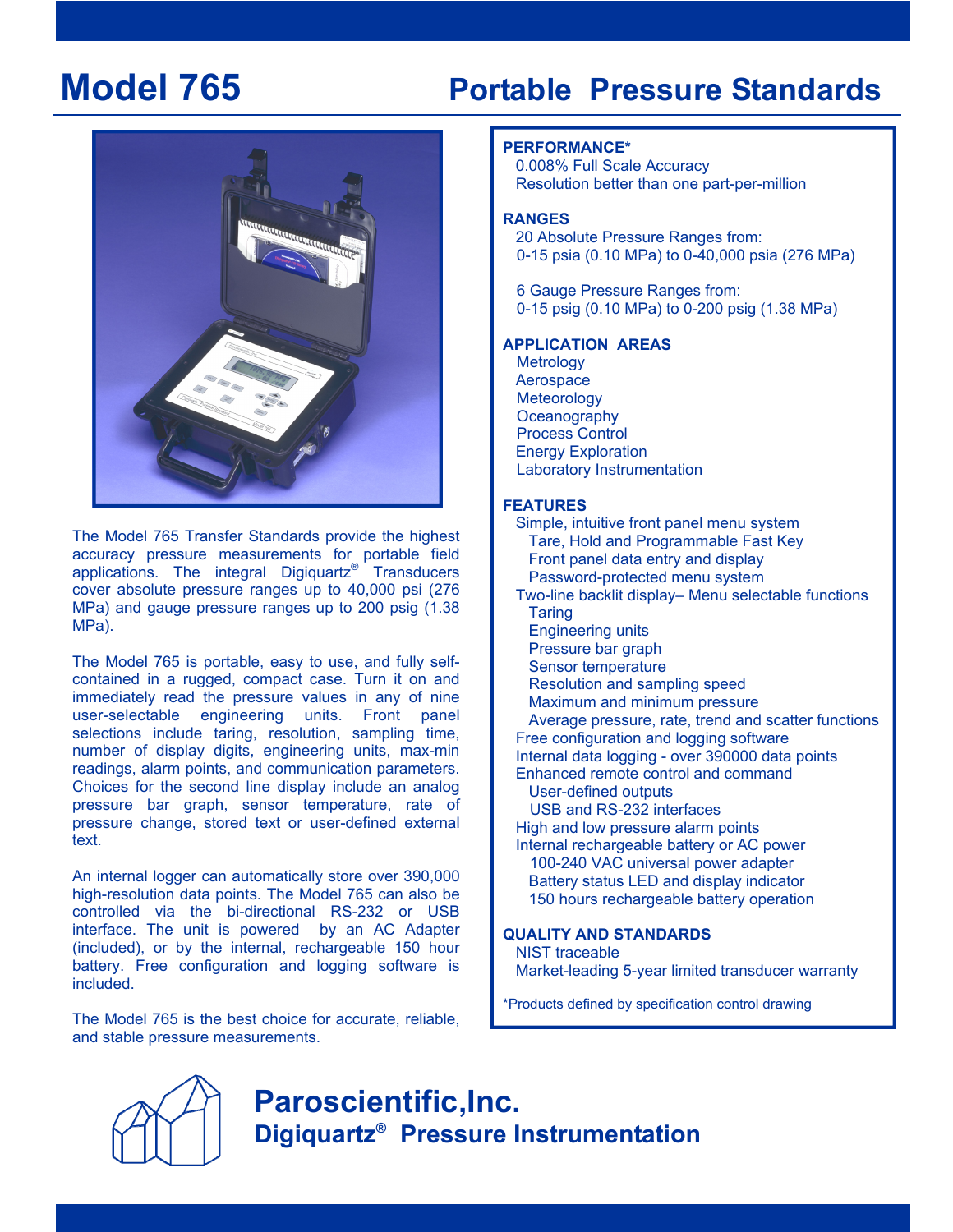# Model 765

## Portable Pressure Standards

The Model 765 Transfer Standards provide the highest accuracy pressure measurements for portable field applications. The integral Digiquartz® Transducers cover absolute pressure ranges up to 40,000 psi (276 MPa) and gauge pressure ranges up to 200 psig (1.38 MPa).

The Model 765 is portable, easy to use, and fully self-contained in a rugged, compact case. Turn it on and immediately read the pressure values in any of nine user-selectable engineering units. Front panel selections include taring, resolution, sampling time, number of display digits, engineering units, max-min readings, alarm points, and communication parameters. Choices for the second line display include an analog pressure bar graph, sensor temperature, rate of pressure change, stored text or user-defined external text.

An internal logger can automatically store over 390,000 high-resolution data points. The Model 765 can also be controlled via the bi-directional RS-232 or USB interface. The unit is powered by an AC Adapter (included), or by the internal, rechargeable 150 hour battery. Free configuration and logging software is included.

The Model 765 is the best choice for accurate, reliable, and stable pressure measurements.

**PERFORMANCE***

- 0.008% Full Scale Accuracy
- Resolution better than one part-per-million

**RANGES**

20 Absolute Pressure Ranges from:
0-15 psia (0.10 MPa) to 0-40,000 psia (276 MPa)

6 Gauge Pressure Ranges from:
0-15 psig (0.10 MPa) to 0-200 psig (1.38 MPa)

**APPLICATION AREAS**

- Metrology
- Aerospace
- Meteorology
- Oceanography
- Process Control
- Energy Exploration
- Laboratory Instrumentation

**FEATURES**

- Simple, intuitive front panel menu system
  - Tare, Hold and Programmable Fast Key
  - Front panel data entry and display
  - Password-protected menu system
- Two-line backlit display– Menu selectable functions
  - Taring
  - Engineering units
  - Pressure bar graph
  - Sensor temperature
  - Resolution and sampling speed
  - Maximum and minimum pressure
  - Average pressure, rate, trend and scatter functions
- Free configuration and logging software
- Internal data logging - over 390000 data points
- Enhanced remote control and command
  - User-defined outputs
  - USB and RS-232 interfaces
- High and low pressure alarm points
- Internal rechargeable battery or AC power
  - 100-240 VAC universal power adapter
  - Battery status LED and display indicator
  - 150 hours rechargeable battery operation

**QUALITY AND STANDARDS**

- NIST traceable
- Market-leading 5-year limited transducer warranty

*Products defined by specification control drawing

**Paroscientific,Inc.**
**Digiquartz® Pressure Instrumentation**